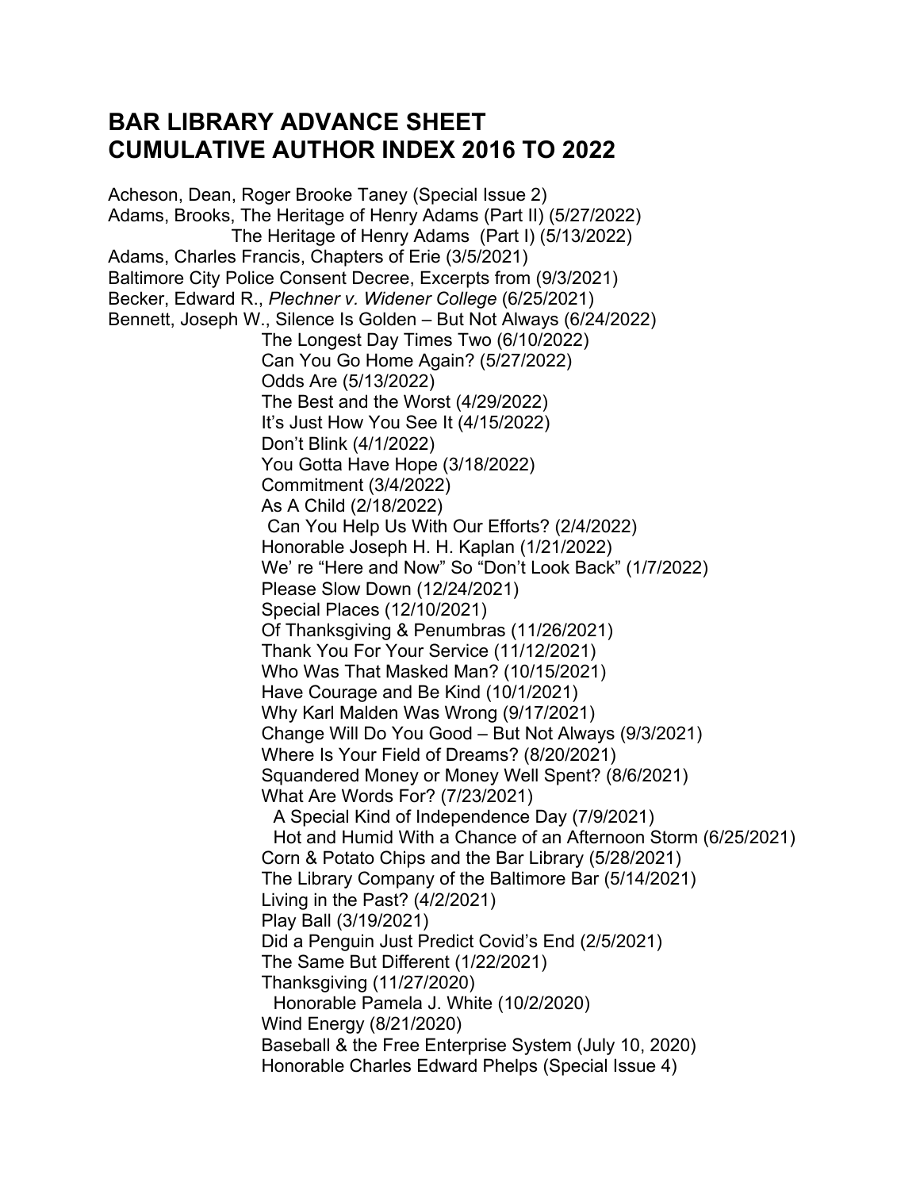# BAR LIBRARY ADVANCE SHEET
# CUMULATIVE AUTHOR INDEX 2016 TO 2022

Acheson, Dean, Roger Brooke Taney (Special Issue 2)
Adams, Brooks, The Heritage of Henry Adams (Part II) (5/27/2022)
The Heritage of Henry Adams (Part I) (5/13/2022)
Adams, Charles Francis, Chapters of Erie (3/5/2021)
Baltimore City Police Consent Decree, Excerpts from (9/3/2021)
Becker, Edward R., *Plechner v. Widener College* (6/25/2021)
Bennett, Joseph W., Silence Is Golden – But Not Always (6/24/2022)
The Longest Day Times Two (6/10/2022)
Can You Go Home Again? (5/27/2022)
Odds Are (5/13/2022)
The Best and the Worst (4/29/2022)
It's Just How You See It (4/15/2022)
Don't Blink (4/1/2022)
You Gotta Have Hope (3/18/2022)
Commitment (3/4/2022)
As A Child (2/18/2022)
Can You Help Us With Our Efforts? (2/4/2022)
Honorable Joseph H. H. Kaplan (1/21/2022)
We' re "Here and Now" So "Don't Look Back" (1/7/2022)
Please Slow Down (12/24/2021)
Special Places (12/10/2021)
Of Thanksgiving & Penumbras (11/26/2021)
Thank You For Your Service (11/12/2021)
Who Was That Masked Man? (10/15/2021)
Have Courage and Be Kind (10/1/2021)
Why Karl Malden Was Wrong (9/17/2021)
Change Will Do You Good – But Not Always (9/3/2021)
Where Is Your Field of Dreams? (8/20/2021)
Squandered Money or Money Well Spent? (8/6/2021)
What Are Words For? (7/23/2021)
A Special Kind of Independence Day (7/9/2021)
Hot and Humid With a Chance of an Afternoon Storm (6/25/2021)
Corn & Potato Chips and the Bar Library (5/28/2021)
The Library Company of the Baltimore Bar (5/14/2021)
Living in the Past? (4/2/2021)
Play Ball (3/19/2021)
Did a Penguin Just Predict Covid's End (2/5/2021)
The Same But Different (1/22/2021)
Thanksgiving (11/27/2020)
Honorable Pamela J. White (10/2/2020)
Wind Energy (8/21/2020)
Baseball & the Free Enterprise System (July 10, 2020)
Honorable Charles Edward Phelps (Special Issue 4)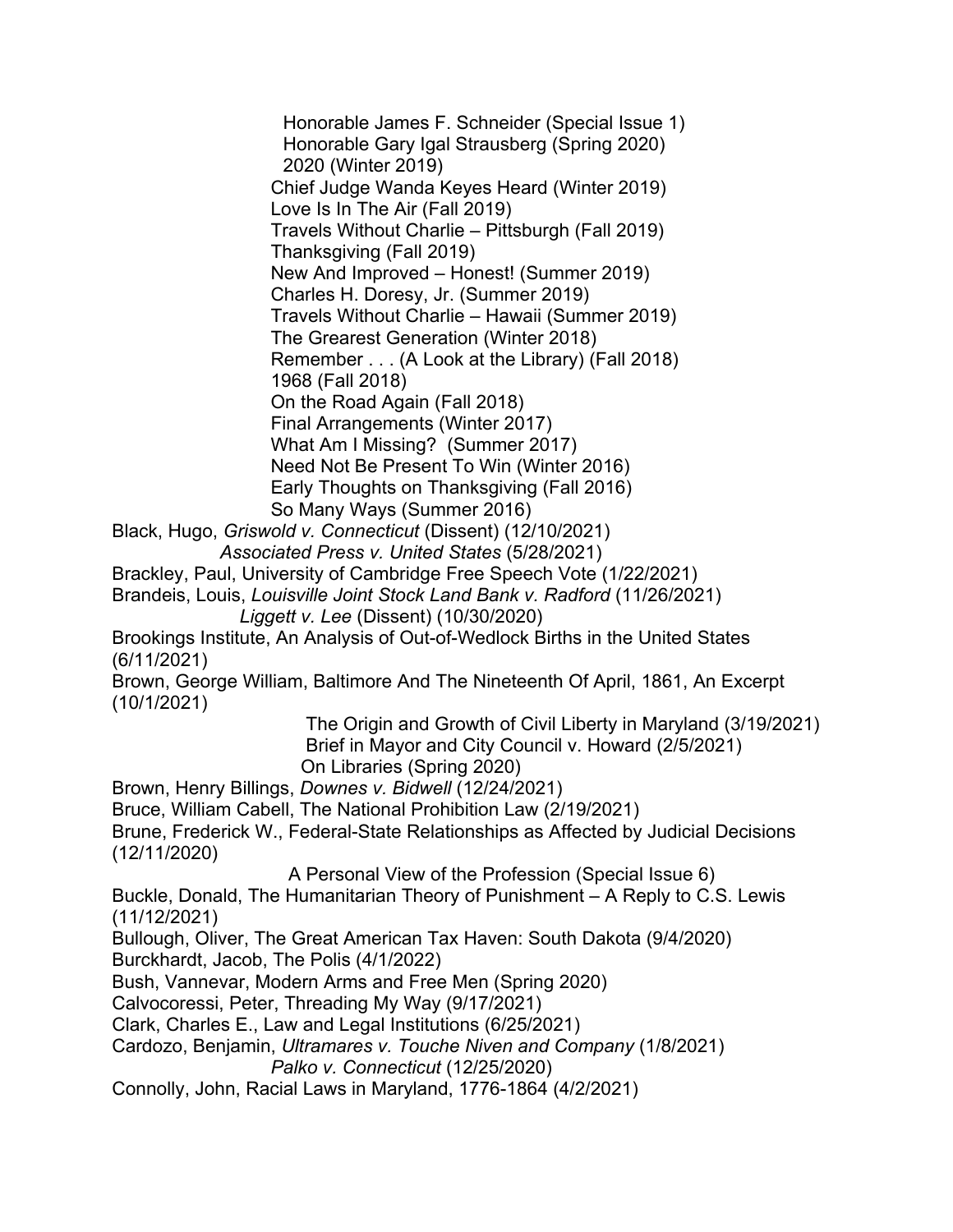Honorable James F. Schneider (Special Issue 1)
Honorable Gary Igal Strausberg (Spring 2020)
2020 (Winter 2019)
Chief Judge Wanda Keyes Heard (Winter 2019)
Love Is In The Air (Fall 2019)
Travels Without Charlie – Pittsburgh (Fall 2019)
Thanksgiving (Fall 2019)
New And Improved – Honest! (Summer 2019)
Charles H. Doresy, Jr. (Summer 2019)
Travels Without Charlie – Hawaii (Summer 2019)
The Grearest Generation (Winter 2018)
Remember . . . (A Look at the Library) (Fall 2018)
1968 (Fall 2018)
On the Road Again (Fall 2018)
Final Arrangements (Winter 2017)
What Am I Missing? (Summer 2017)
Need Not Be Present To Win (Winter 2016)
Early Thoughts on Thanksgiving (Fall 2016)
So Many Ways (Summer 2016)

Black, Hugo, *Griswold v. Connecticut* (Dissent) (12/10/2021)
*Associated Press v. United States* (5/28/2021)

Brackley, Paul, University of Cambridge Free Speech Vote (1/22/2021)

Brandeis, Louis, *Louisville Joint Stock Land Bank v. Radford* (11/26/2021)
*Liggett v. Lee* (Dissent) (10/30/2020)

Brookings Institute, An Analysis of Out-of-Wedlock Births in the United States (6/11/2021)

Brown, George William, Baltimore And The Nineteenth Of April, 1861, An Excerpt (10/1/2021)
The Origin and Growth of Civil Liberty in Maryland (3/19/2021)
Brief in Mayor and City Council v. Howard (2/5/2021)
On Libraries (Spring 2020)

Brown, Henry Billings, *Downes v. Bidwell* (12/24/2021)

Bruce, William Cabell, The National Prohibition Law (2/19/2021)

Brune, Frederick W., Federal-State Relationships as Affected by Judicial Decisions (12/11/2020)
A Personal View of the Profession (Special Issue 6)

Buckle, Donald, The Humanitarian Theory of Punishment – A Reply to C.S. Lewis (11/12/2021)

Bullough, Oliver, The Great American Tax Haven: South Dakota (9/4/2020)

Burckhardt, Jacob, The Polis (4/1/2022)

Bush, Vannevar, Modern Arms and Free Men (Spring 2020)

Calvocoressi, Peter, Threading My Way (9/17/2021)

Clark, Charles E., Law and Legal Institutions (6/25/2021)

Cardozo, Benjamin, *Ultramares v. Touche Niven and Company* (1/8/2021)
*Palko v. Connecticut* (12/25/2020)

Connolly, John, Racial Laws in Maryland, 1776-1864 (4/2/2021)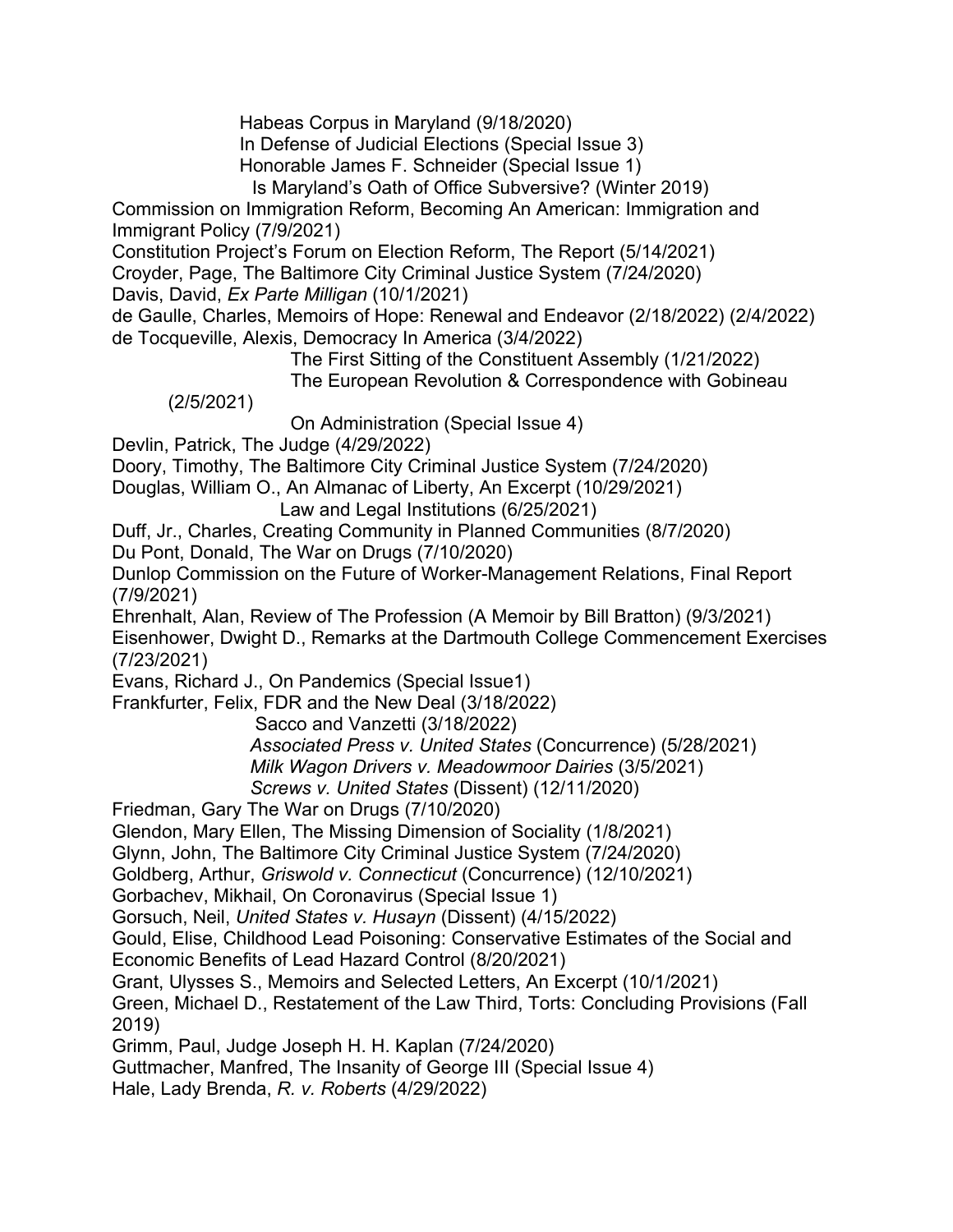Habeas Corpus in Maryland (9/18/2020)
In Defense of Judicial Elections (Special Issue 3)
Honorable James F. Schneider (Special Issue 1)
Is Maryland's Oath of Office Subversive? (Winter 2019)

Commission on Immigration Reform, Becoming An American: Immigration and Immigrant Policy (7/9/2021)

Constitution Project's Forum on Election Reform, The Report (5/14/2021)

Croyder, Page, The Baltimore City Criminal Justice System (7/24/2020)

Davis, David, *Ex Parte Milligan* (10/1/2021)

de Gaulle, Charles, Memoirs of Hope: Renewal and Endeavor (2/18/2022) (2/4/2022)

de Tocqueville, Alexis, Democracy In America (3/4/2022)
The First Sitting of the Constituent Assembly (1/21/2022)
The European Revolution & Correspondence with Gobineau (2/5/2021)
On Administration (Special Issue 4)

Devlin, Patrick, The Judge (4/29/2022)

Doory, Timothy, The Baltimore City Criminal Justice System (7/24/2020)

Douglas, William O., An Almanac of Liberty, An Excerpt (10/29/2021)
Law and Legal Institutions (6/25/2021)

Duff, Jr., Charles, Creating Community in Planned Communities (8/7/2020)

Du Pont, Donald, The War on Drugs (7/10/2020)

Dunlop Commission on the Future of Worker-Management Relations, Final Report (7/9/2021)

Ehrenhalt, Alan, Review of The Profession (A Memoir by Bill Bratton) (9/3/2021)

Eisenhower, Dwight D., Remarks at the Dartmouth College Commencement Exercises (7/23/2021)

Evans, Richard J., On Pandemics (Special Issue1)

Frankfurter, Felix, FDR and the New Deal (3/18/2022)
Sacco and Vanzetti (3/18/2022)
*Associated Press v. United States* (Concurrence) (5/28/2021)
*Milk Wagon Drivers v. Meadowmoor Dairies* (3/5/2021)
*Screws v. United States* (Dissent) (12/11/2020)

Friedman, Gary The War on Drugs (7/10/2020)

Glendon, Mary Ellen, The Missing Dimension of Sociality (1/8/2021)

Glynn, John, The Baltimore City Criminal Justice System (7/24/2020)

Goldberg, Arthur, *Griswold v. Connecticut* (Concurrence) (12/10/2021)

Gorbachev, Mikhail, On Coronavirus (Special Issue 1)

Gorsuch, Neil, *United States v. Husayn* (Dissent) (4/15/2022)

Gould, Elise, Childhood Lead Poisoning: Conservative Estimates of the Social and Economic Benefits of Lead Hazard Control (8/20/2021)

Grant, Ulysses S., Memoirs and Selected Letters, An Excerpt (10/1/2021)

Green, Michael D., Restatement of the Law Third, Torts: Concluding Provisions (Fall 2019)

Grimm, Paul, Judge Joseph H. H. Kaplan (7/24/2020)

Guttmacher, Manfred, The Insanity of George III (Special Issue 4)

Hale, Lady Brenda, *R. v. Roberts* (4/29/2022)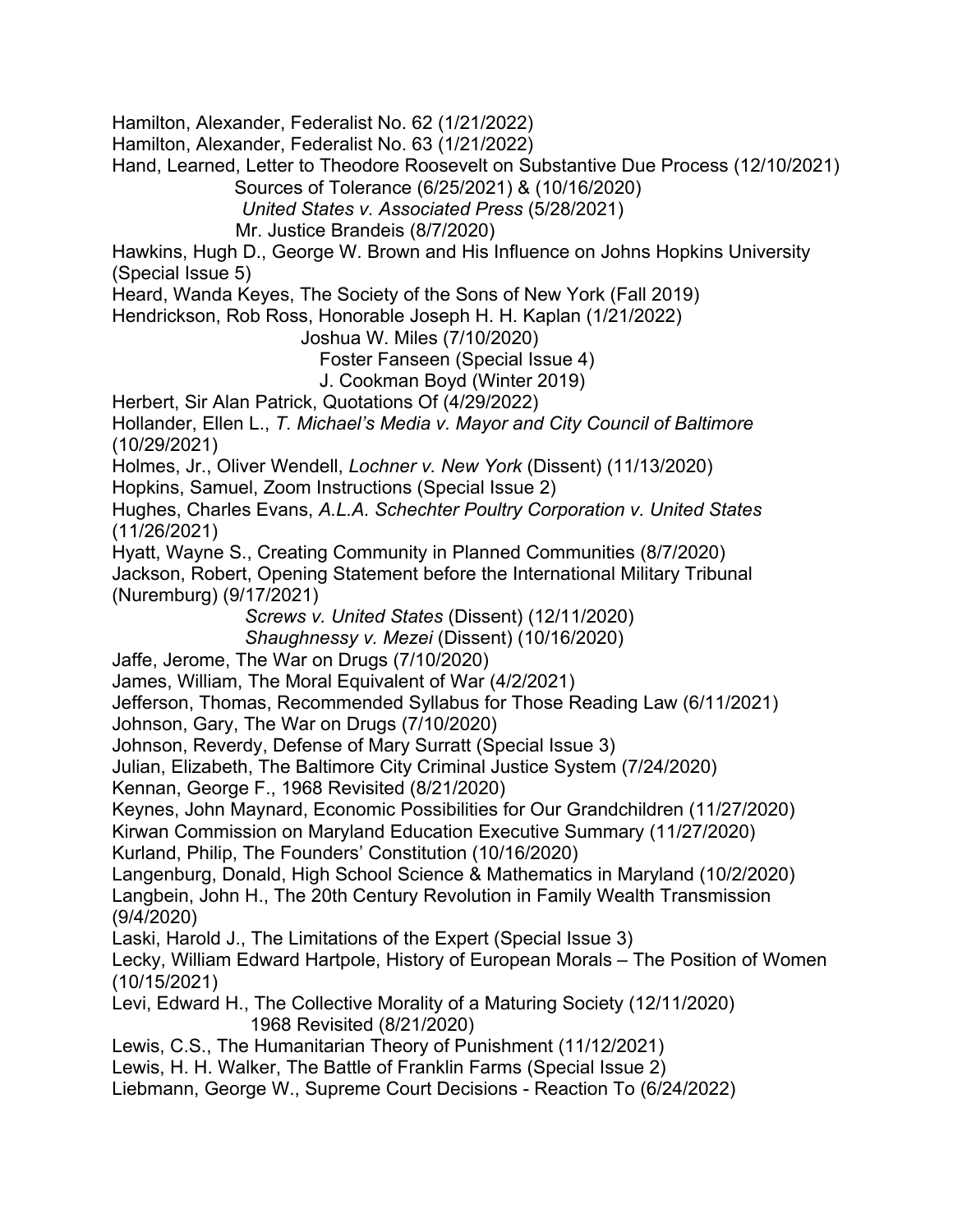Hamilton, Alexander, Federalist No. 62 (1/21/2022)
Hamilton, Alexander, Federalist No. 63 (1/21/2022)
Hand, Learned, Letter to Theodore Roosevelt on Substantive Due Process (12/10/2021)
Sources of Tolerance (6/25/2021) & (10/16/2020)
*United States v. Associated Press* (5/28/2021)
Mr. Justice Brandeis (8/7/2020)
Hawkins, Hugh D., George W. Brown and His Influence on Johns Hopkins University (Special Issue 5)
Heard, Wanda Keyes, The Society of the Sons of New York (Fall 2019)
Hendrickson, Rob Ross, Honorable Joseph H. H. Kaplan (1/21/2022)
Joshua W. Miles (7/10/2020)
Foster Fanseen (Special Issue 4)
J. Cookman Boyd (Winter 2019)
Herbert, Sir Alan Patrick, Quotations Of (4/29/2022)
Hollander, Ellen L., *T. Michael's Media v. Mayor and City Council of Baltimore* (10/29/2021)
Holmes, Jr., Oliver Wendell, *Lochner v. New York* (Dissent) (11/13/2020)
Hopkins, Samuel, Zoom Instructions (Special Issue 2)
Hughes, Charles Evans, *A.L.A. Schechter Poultry Corporation v. United States* (11/26/2021)
Hyatt, Wayne S., Creating Community in Planned Communities (8/7/2020)
Jackson, Robert, Opening Statement before the International Military Tribunal (Nuremburg) (9/17/2021)
*Screws v. United States* (Dissent) (12/11/2020)
*Shaughnessy v. Mezei* (Dissent) (10/16/2020)
Jaffe, Jerome, The War on Drugs (7/10/2020)
James, William, The Moral Equivalent of War (4/2/2021)
Jefferson, Thomas, Recommended Syllabus for Those Reading Law (6/11/2021)
Johnson, Gary, The War on Drugs (7/10/2020)
Johnson, Reverdy, Defense of Mary Surratt (Special Issue 3)
Julian, Elizabeth, The Baltimore City Criminal Justice System (7/24/2020)
Kennan, George F., 1968 Revisited (8/21/2020)
Keynes, John Maynard, Economic Possibilities for Our Grandchildren (11/27/2020)
Kirwan Commission on Maryland Education Executive Summary (11/27/2020)
Kurland, Philip, The Founders' Constitution (10/16/2020)
Langenburg, Donald, High School Science & Mathematics in Maryland (10/2/2020)
Langbein, John H., The 20th Century Revolution in Family Wealth Transmission (9/4/2020)
Laski, Harold J., The Limitations of the Expert (Special Issue 3)
Lecky, William Edward Hartpole, History of European Morals – The Position of Women (10/15/2021)
Levi, Edward H., The Collective Morality of a Maturing Society (12/11/2020)
1968 Revisited (8/21/2020)
Lewis, C.S., The Humanitarian Theory of Punishment (11/12/2021)
Lewis, H. H. Walker, The Battle of Franklin Farms (Special Issue 2)
Liebmann, George W., Supreme Court Decisions - Reaction To (6/24/2022)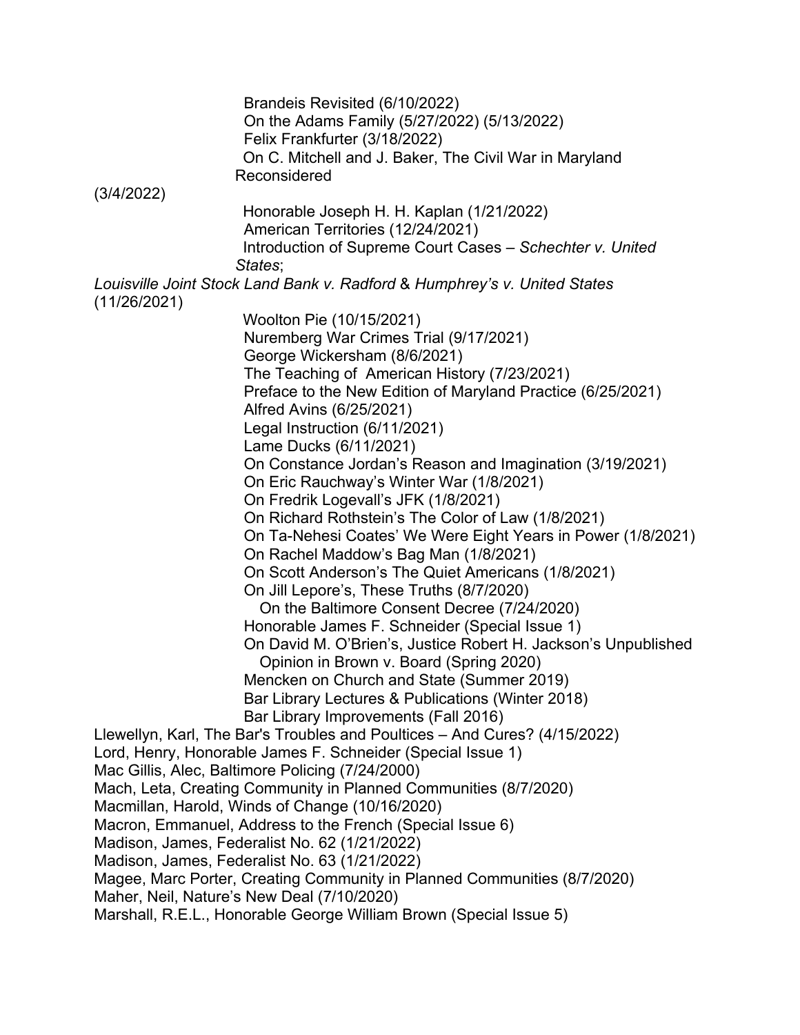Brandeis Revisited (6/10/2022)
On the Adams Family (5/27/2022) (5/13/2022)
Felix Frankfurter (3/18/2022)
On C. Mitchell and J. Baker, The Civil War in Maryland Reconsidered (3/4/2022)
Honorable Joseph H. H. Kaplan (1/21/2022)
American Territories (12/24/2021)
Introduction of Supreme Court Cases – *Schechter v. United States*; *Louisville Joint Stock Land Bank v. Radford* & *Humphrey's v. United States* (11/26/2021)
Woolton Pie (10/15/2021)
Nuremberg War Crimes Trial (9/17/2021)
George Wickersham (8/6/2021)
The Teaching of American History (7/23/2021)
Preface to the New Edition of Maryland Practice (6/25/2021)
Alfred Avins (6/25/2021)
Legal Instruction (6/11/2021)
Lame Ducks (6/11/2021)
On Constance Jordan's Reason and Imagination (3/19/2021)
On Eric Rauchway's Winter War (1/8/2021)
On Fredrik Logevall's JFK (1/8/2021)
On Richard Rothstein's The Color of Law (1/8/2021)
On Ta-Nehesi Coates' We Were Eight Years in Power (1/8/2021)
On Rachel Maddow's Bag Man (1/8/2021)
On Scott Anderson's The Quiet Americans (1/8/2021)
On Jill Lepore's, These Truths (8/7/2020)
On the Baltimore Consent Decree (7/24/2020)
Honorable James F. Schneider (Special Issue 1)
On David M. O'Brien's, Justice Robert H. Jackson's Unpublished Opinion in Brown v. Board (Spring 2020)
Mencken on Church and State (Summer 2019)
Bar Library Lectures & Publications (Winter 2018)
Bar Library Improvements (Fall 2016)

Llewellyn, Karl, The Bar's Troubles and Poultices – And Cures? (4/15/2022)
Lord, Henry, Honorable James F. Schneider (Special Issue 1)
Mac Gillis, Alec, Baltimore Policing (7/24/2000)
Mach, Leta, Creating Community in Planned Communities (8/7/2020)
Macmillan, Harold, Winds of Change (10/16/2020)
Macron, Emmanuel, Address to the French (Special Issue 6)
Madison, James, Federalist No. 62 (1/21/2022)
Madison, James, Federalist No. 63 (1/21/2022)
Magee, Marc Porter, Creating Community in Planned Communities (8/7/2020)
Maher, Neil, Nature's New Deal (7/10/2020)
Marshall, R.E.L., Honorable George William Brown (Special Issue 5)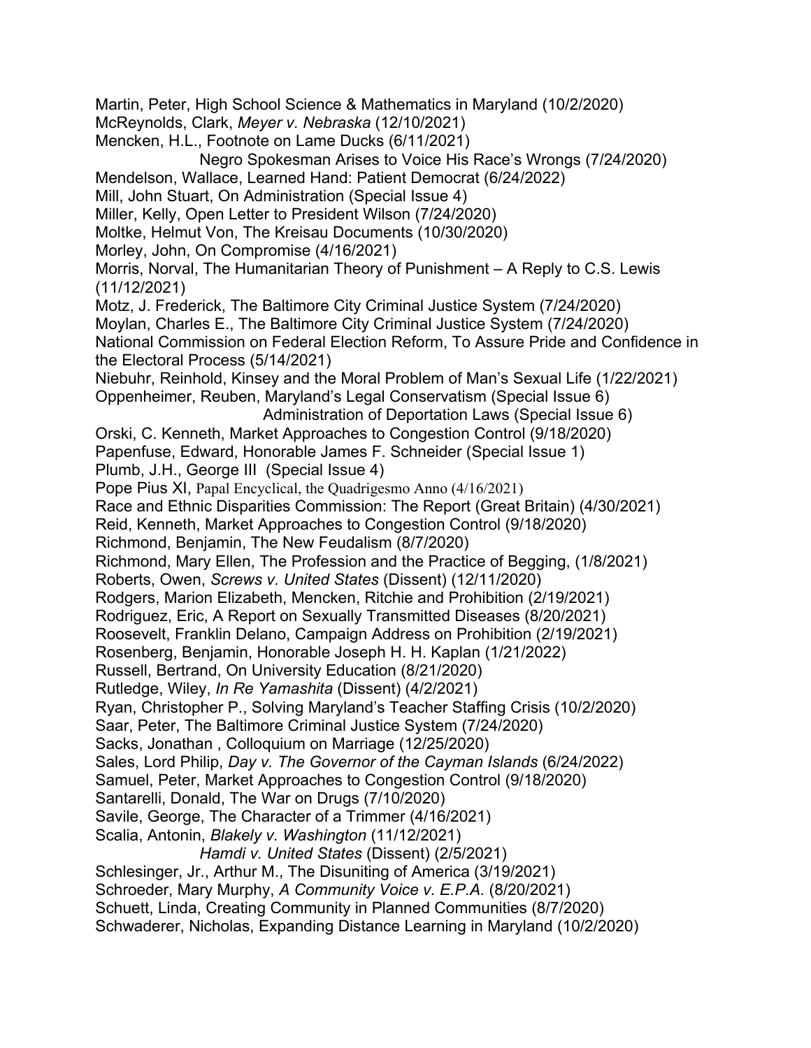Martin, Peter, High School Science & Mathematics in Maryland (10/2/2020)
McReynolds, Clark, *Meyer v. Nebraska* (12/10/2021)
Mencken, H.L., Footnote on Lame Ducks (6/11/2021)
    Negro Spokesman Arises to Voice His Race's Wrongs (7/24/2020)
Mendelson, Wallace, Learned Hand: Patient Democrat (6/24/2022)
Mill, John Stuart, On Administration (Special Issue 4)
Miller, Kelly, Open Letter to President Wilson (7/24/2020)
Moltke, Helmut Von, The Kreisau Documents (10/30/2020)
Morley, John, On Compromise (4/16/2021)
Morris, Norval, The Humanitarian Theory of Punishment – A Reply to C.S. Lewis (11/12/2021)
Motz, J. Frederick, The Baltimore City Criminal Justice System (7/24/2020)
Moylan, Charles E., The Baltimore City Criminal Justice System (7/24/2020)
National Commission on Federal Election Reform, To Assure Pride and Confidence in the Electoral Process (5/14/2021)
Niebuhr, Reinhold, Kinsey and the Moral Problem of Man's Sexual Life (1/22/2021)
Oppenheimer, Reuben, Maryland's Legal Conservatism (Special Issue 6)
    Administration of Deportation Laws (Special Issue 6)
Orski, C. Kenneth, Market Approaches to Congestion Control (9/18/2020)
Papenfuse, Edward, Honorable James F. Schneider (Special Issue 1)
Plumb, J.H., George III (Special Issue 4)
Pope Pius XI, Papal Encyclical, the Quadrigesmo Anno (4/16/2021)
Race and Ethnic Disparities Commission: The Report (Great Britain) (4/30/2021)
Reid, Kenneth, Market Approaches to Congestion Control (9/18/2020)
Richmond, Benjamin, The New Feudalism (8/7/2020)
Richmond, Mary Ellen, The Profession and the Practice of Begging, (1/8/2021)
Roberts, Owen, *Screws v. United States* (Dissent) (12/11/2020)
Rodgers, Marion Elizabeth, Mencken, Ritchie and Prohibition (2/19/2021)
Rodriguez, Eric, A Report on Sexually Transmitted Diseases (8/20/2021)
Roosevelt, Franklin Delano, Campaign Address on Prohibition (2/19/2021)
Rosenberg, Benjamin, Honorable Joseph H. H. Kaplan (1/21/2022)
Russell, Bertrand, On University Education (8/21/2020)
Rutledge, Wiley, *In Re Yamashita* (Dissent) (4/2/2021)
Ryan, Christopher P., Solving Maryland's Teacher Staffing Crisis (10/2/2020)
Saar, Peter, The Baltimore Criminal Justice System (7/24/2020)
Sacks, Jonathan , Colloquium on Marriage (12/25/2020)
Sales, Lord Philip, *Day v. The Governor of the Cayman Islands* (6/24/2022)
Samuel, Peter, Market Approaches to Congestion Control (9/18/2020)
Santarelli, Donald, The War on Drugs (7/10/2020)
Savile, George, The Character of a Trimmer (4/16/2021)
Scalia, Antonin, *Blakely v. Washington* (11/12/2021)
    *Hamdi v. United States* (Dissent) (2/5/2021)
Schlesinger, Jr., Arthur M., The Disuniting of America (3/19/2021)
Schroeder, Mary Murphy, *A Community Voice v. E.P.A.* (8/20/2021)
Schuett, Linda, Creating Community in Planned Communities (8/7/2020)
Schwaderer, Nicholas, Expanding Distance Learning in Maryland (10/2/2020)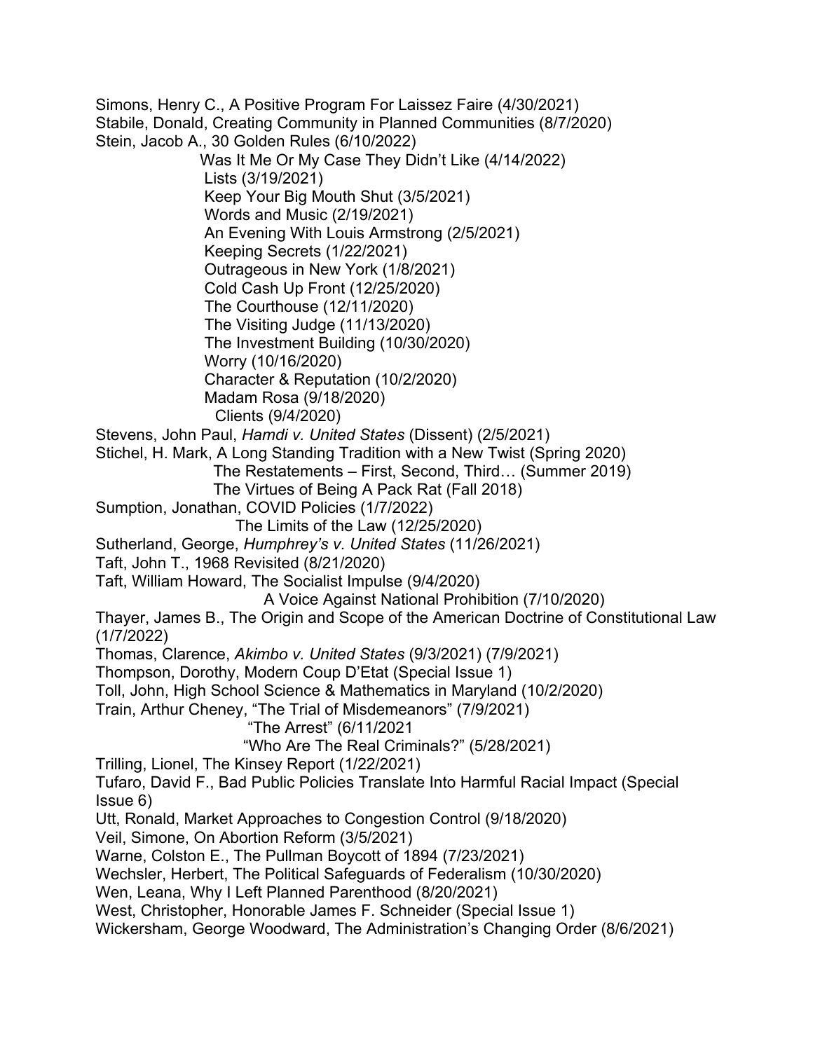Simons, Henry C., A Positive Program For Laissez Faire (4/30/2021)
Stabile, Donald, Creating Community in Planned Communities (8/7/2020)
Stein, Jacob A., 30 Golden Rules (6/10/2022)
Was It Me Or My Case They Didn't Like (4/14/2022)
Lists (3/19/2021)
Keep Your Big Mouth Shut (3/5/2021)
Words and Music (2/19/2021)
An Evening With Louis Armstrong (2/5/2021)
Keeping Secrets (1/22/2021)
Outrageous in New York (1/8/2021)
Cold Cash Up Front (12/25/2020)
The Courthouse (12/11/2020)
The Visiting Judge (11/13/2020)
The Investment Building (10/30/2020)
Worry (10/16/2020)
Character & Reputation (10/2/2020)
Madam Rosa (9/18/2020)
Clients (9/4/2020)
Stevens, John Paul, *Hamdi v. United States* (Dissent) (2/5/2021)
Stichel, H. Mark, A Long Standing Tradition with a New Twist (Spring 2020)
The Restatements – First, Second, Third… (Summer 2019)
The Virtues of Being A Pack Rat (Fall 2018)
Sumption, Jonathan, COVID Policies (1/7/2022)
The Limits of the Law (12/25/2020)
Sutherland, George, *Humphrey's v. United States* (11/26/2021)
Taft, John T., 1968 Revisited (8/21/2020)
Taft, William Howard, The Socialist Impulse (9/4/2020)
A Voice Against National Prohibition (7/10/2020)
Thayer, James B., The Origin and Scope of the American Doctrine of Constitutional Law (1/7/2022)
Thomas, Clarence, *Akimbo v. United States* (9/3/2021) (7/9/2021)
Thompson, Dorothy, Modern Coup D'Etat (Special Issue 1)
Toll, John, High School Science & Mathematics in Maryland (10/2/2020)
Train, Arthur Cheney, "The Trial of Misdemeanors" (7/9/2021)
"The Arrest" (6/11/2021
"Who Are The Real Criminals?" (5/28/2021)
Trilling, Lionel, The Kinsey Report (1/22/2021)
Tufaro, David F., Bad Public Policies Translate Into Harmful Racial Impact (Special Issue 6)
Utt, Ronald, Market Approaches to Congestion Control (9/18/2020)
Veil, Simone, On Abortion Reform (3/5/2021)
Warne, Colston E., The Pullman Boycott of 1894 (7/23/2021)
Wechsler, Herbert, The Political Safeguards of Federalism (10/30/2020)
Wen, Leana, Why I Left Planned Parenthood (8/20/2021)
West, Christopher, Honorable James F. Schneider (Special Issue 1)
Wickersham, George Woodward, The Administration's Changing Order (8/6/2021)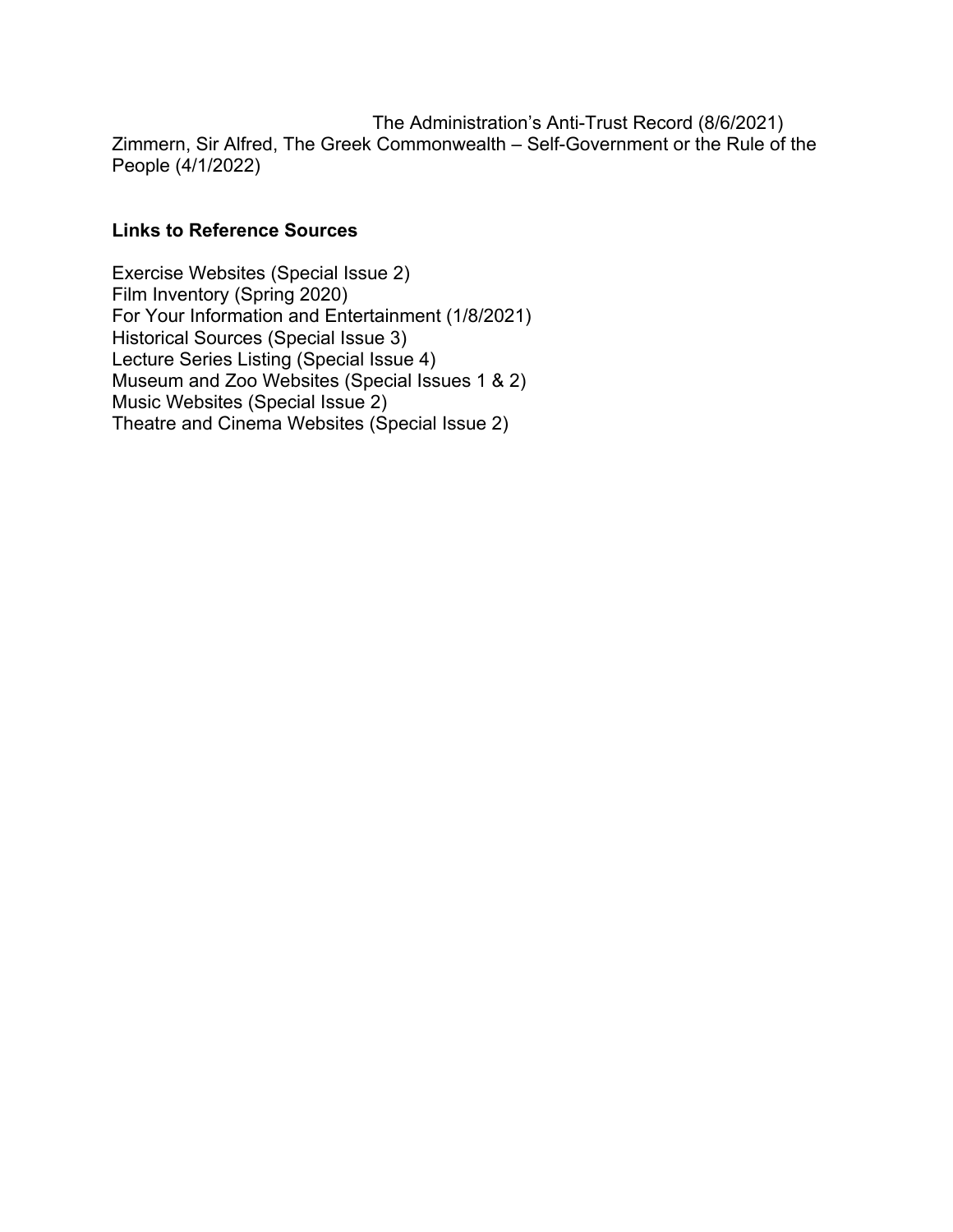The Administration's Anti-Trust Record (8/6/2021)
Zimmern, Sir Alfred, The Greek Commonwealth – Self-Government or the Rule of the People (4/1/2022)

**Links to Reference Sources**

Exercise Websites (Special Issue 2)
Film Inventory (Spring 2020)
For Your Information and Entertainment (1/8/2021)
Historical Sources (Special Issue 3)
Lecture Series Listing (Special Issue 4)
Museum and Zoo Websites (Special Issues 1 & 2)
Music Websites (Special Issue 2)
Theatre and Cinema Websites (Special Issue 2)